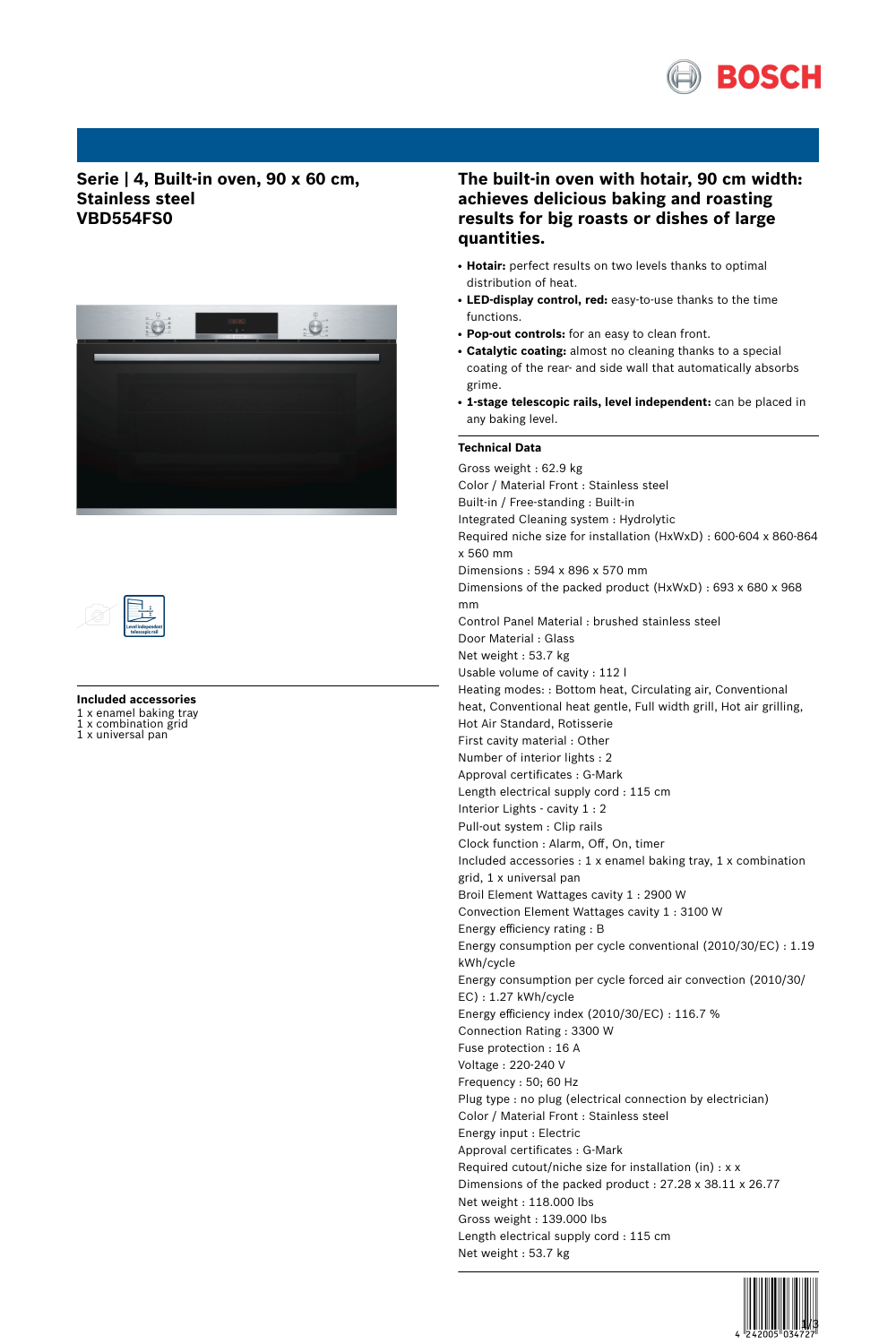# Serie | 4, Built-in oven, 90 x 60 cm, Stainless steel VBD554FS0

## The built-in oven with hotair, 90 cm width: achieves delicious baking and roasting results for big roasts or dishes of large quantities.

- **Hotair:** perfect results on two levels thanks to optimal distribution of heat.
- **LED-display control, red:** easy-to-use thanks to the time functions.
- **Pop-out controls:** for an easy to clean front.
- **Catalytic coating:** almost no cleaning thanks to a special coating of the rear- and side wall that automatically absorbs grime.
- **1-stage telescopic rails, level independent:** can be placed in any baking level.

### Included accessories

1 x enamel baking tray
1 x combination grid
1 x universal pan

### Technical Data

Gross weight : 62.9 kg
Color / Material Front : Stainless steel
Built-in / Free-standing : Built-in
Integrated Cleaning system : Hydrolytic
Required niche size for installation (HxWxD) : 600-604 x 860-864 x 560 mm
Dimensions : 594 x 896 x 570 mm
Dimensions of the packed product (HxWxD) : 693 x 680 x 968 mm
Control Panel Material : brushed stainless steel
Door Material : Glass
Net weight : 53.7 kg
Usable volume of cavity : 112 l
Heating modes: : Bottom heat, Circulating air, Conventional heat, Conventional heat gentle, Full width grill, Hot air grilling, Hot Air Standard, Rotisserie
First cavity material : Other
Number of interior lights : 2
Approval certificates : G-Mark
Length electrical supply cord : 115 cm
Interior Lights - cavity 1 : 2
Pull-out system : Clip rails
Clock function : Alarm, Off, On, timer
Included accessories : 1 x enamel baking tray, 1 x combination grid, 1 x universal pan
Broil Element Wattages cavity 1 : 2900 W
Convection Element Wattages cavity 1 : 3100 W
Energy efficiency rating : B
Energy consumption per cycle conventional (2010/30/EC) : 1.19 kWh/cycle
Energy consumption per cycle forced air convection (2010/30/EC) : 1.27 kWh/cycle
Energy efficiency index (2010/30/EC) : 116.7 %
Connection Rating : 3300 W
Fuse protection : 16 A
Voltage : 220-240 V
Frequency : 50; 60 Hz
Plug type : no plug (electrical connection by electrician)
Color / Material Front : Stainless steel
Energy input : Electric
Approval certificates : G-Mark
Required cutout/niche size for installation (in) : x x
Dimensions of the packed product : 27.28 x 38.11 x 26.77
Net weight : 118.000 lbs
Gross weight : 139.000 lbs
Length electrical supply cord : 115 cm
Net weight : 53.7 kg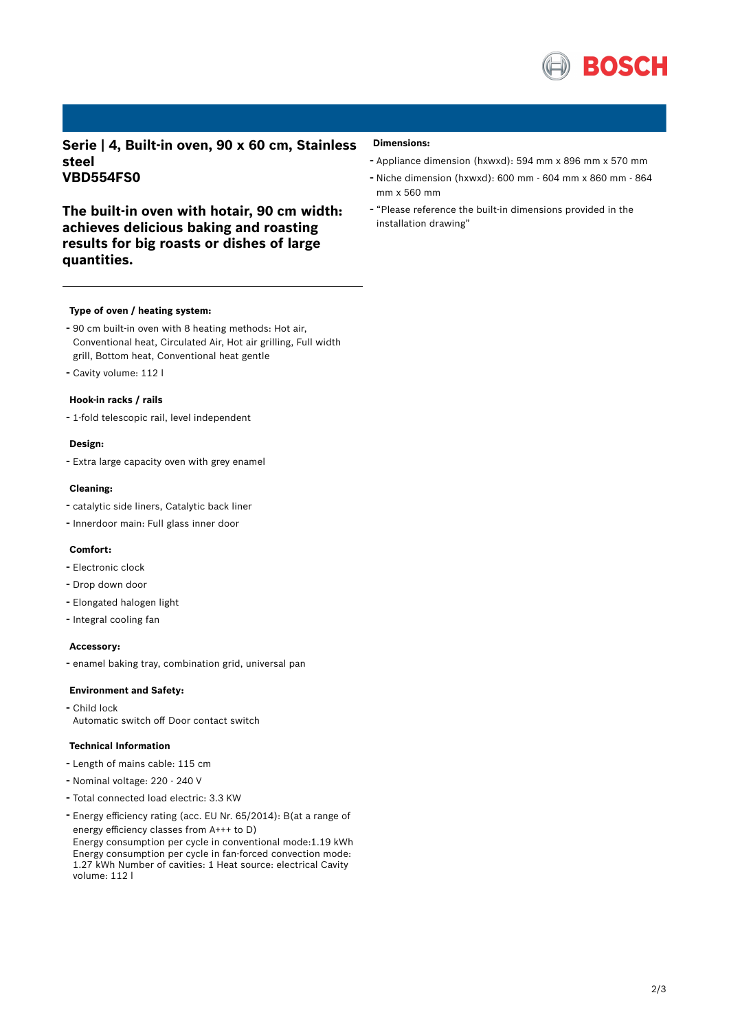## Serie | 4, Built-in oven, 90 x 60 cm, Stainless steel
## VBD554FS0

### The built-in oven with hotair, 90 cm width: achieves delicious baking and roasting results for big roasts or dishes of large quantities.

---

**Type of oven / heating system:**

- 90 cm built-in oven with 8 heating methods: Hot air, Conventional heat, Circulated Air, Hot air grilling, Full width grill, Bottom heat, Conventional heat gentle
- Cavity volume: 112 l

**Hook-in racks / rails**

- 1-fold telescopic rail, level independent

**Design:**

- Extra large capacity oven with grey enamel

**Cleaning:**

- catalytic side liners, Catalytic back liner
- Innerdoor main: Full glass inner door

**Comfort:**

- Electronic clock
- Drop down door
- Elongated halogen light
- Integral cooling fan

**Accessory:**

- enamel baking tray, combination grid, universal pan

**Environment and Safety:**

- Child lock
  Automatic switch off Door contact switch

**Technical Information**

- Length of mains cable: 115 cm
- Nominal voltage: 220 - 240 V
- Total connected load electric: 3.3 KW
- Energy efficiency rating (acc. EU Nr. 65/2014): B(at a range of energy efficiency classes from A+++ to D)
  Energy consumption per cycle in conventional mode:1.19 kWh
  Energy consumption per cycle in fan-forced convection mode: 1.27 kWh Number of cavities: 1 Heat source: electrical Cavity volume: 112 l

**Dimensions:**

- Appliance dimension (hxwxd): 594 mm x 896 mm x 570 mm
- Niche dimension (hxwxd): 600 mm - 604 mm x 860 mm - 864 mm x 560 mm
- “Please reference the built-in dimensions provided in the installation drawing”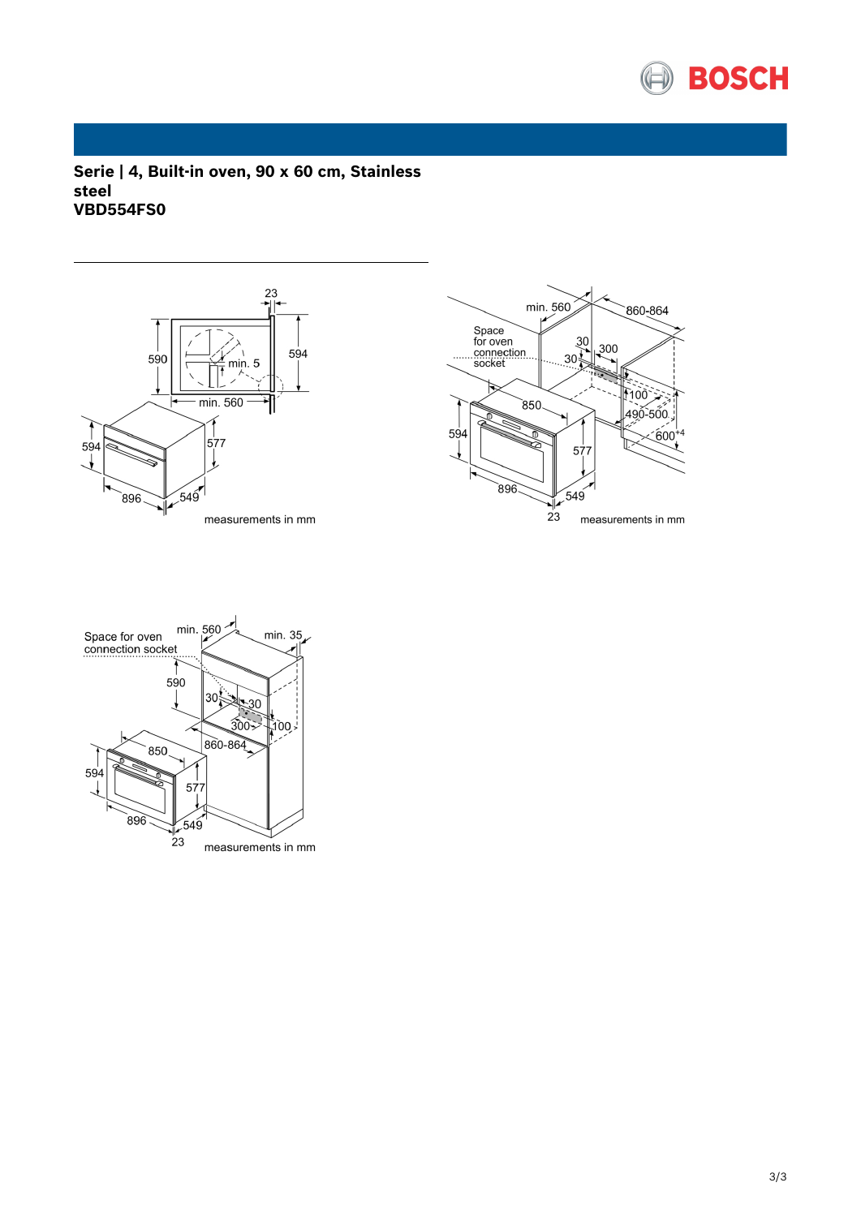# Serie | 4, Built-in oven, 90 x 60 cm, Stainless steel
# VBD554FS0

23
590
594
min. 5
min. 560
594
577
896
549
measurements in mm

min. 560
860-864
Space for oven connection socket
30
300
30
100
850
490-500
594
577
600$^{+4}$
896
549
23
measurements in mm

Space for oven connection socket
min. 560
min. 35
590
30
30
300
100
860-864
850
594
577
896
549
23
measurements in mm